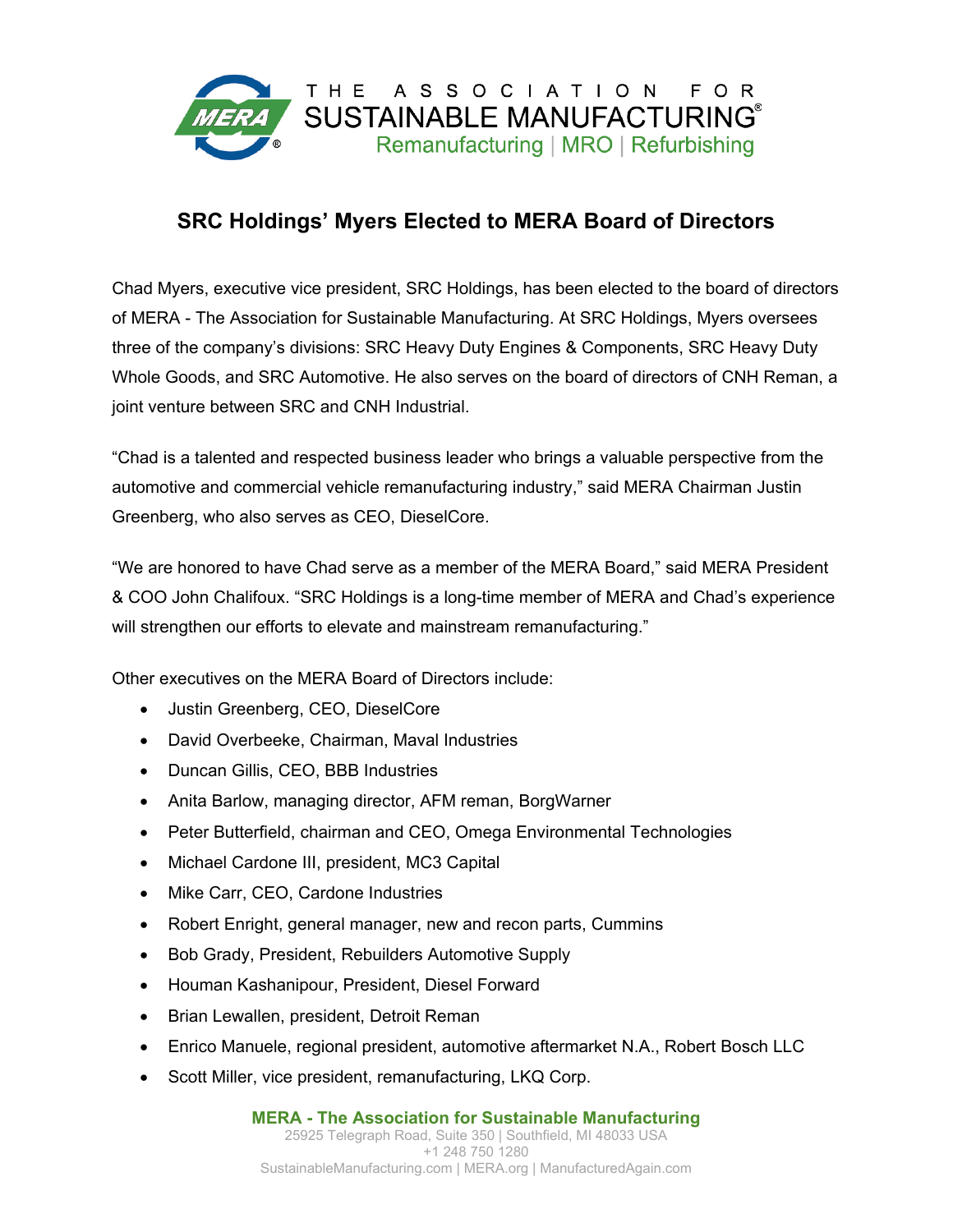THE ASSOCIATION FOR SUSTAINABLE MANUFACTURING®
Remanufacturing | MRO | Refurbishing

# SRC Holdings' Myers Elected to MERA Board of Directors

Chad Myers, executive vice president, SRC Holdings, has been elected to the board of directors of MERA - The Association for Sustainable Manufacturing. At SRC Holdings, Myers oversees three of the company's divisions: SRC Heavy Duty Engines & Components, SRC Heavy Duty Whole Goods, and SRC Automotive. He also serves on the board of directors of CNH Reman, a joint venture between SRC and CNH Industrial.

"Chad is a talented and respected business leader who brings a valuable perspective from the automotive and commercial vehicle remanufacturing industry," said MERA Chairman Justin Greenberg, who also serves as CEO, DieselCore.

"We are honored to have Chad serve as a member of the MERA Board," said MERA President & COO John Chalifoux. "SRC Holdings is a long-time member of MERA and Chad's experience will strengthen our efforts to elevate and mainstream remanufacturing."

Other executives on the MERA Board of Directors include:

- Justin Greenberg, CEO, DieselCore
- David Overbeeke, Chairman, Maval Industries
- Duncan Gillis, CEO, BBB Industries
- Anita Barlow, managing director, AFM reman, BorgWarner
- Peter Butterfield, chairman and CEO, Omega Environmental Technologies
- Michael Cardone III, president, MC3 Capital
- Mike Carr, CEO, Cardone Industries
- Robert Enright, general manager, new and recon parts, Cummins
- Bob Grady, President, Rebuilders Automotive Supply
- Houman Kashanipour, President, Diesel Forward
- Brian Lewallen, president, Detroit Reman
- Enrico Manuele, regional president, automotive aftermarket N.A., Robert Bosch LLC
- Scott Miller, vice president, remanufacturing, LKQ Corp.

**MERA - The Association for Sustainable Manufacturing**
25925 Telegraph Road, Suite 350 | Southfield, MI 48033 USA
+1 248 750 1280
SustainableManufacturing.com | MERA.org | ManufacturedAgain.com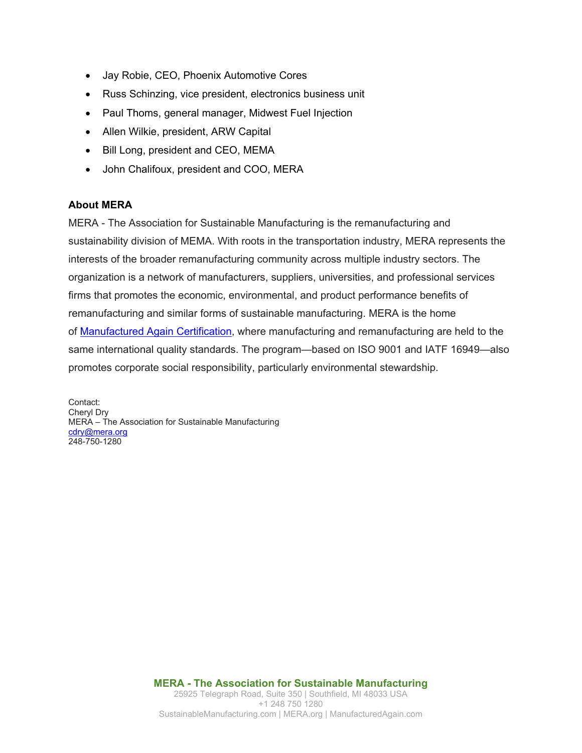- Jay Robie, CEO, Phoenix Automotive Cores
- Russ Schinzing, vice president, electronics business unit
- Paul Thoms, general manager, Midwest Fuel Injection
- Allen Wilkie, president, ARW Capital
- Bill Long, president and CEO, MEMA
- John Chalifoux, president and COO, MERA

**About MERA**

MERA - The Association for Sustainable Manufacturing is the remanufacturing and sustainability division of MEMA. With roots in the transportation industry, MERA represents the interests of the broader remanufacturing community across multiple industry sectors. The organization is a network of manufacturers, suppliers, universities, and professional services firms that promotes the economic, environmental, and product performance benefits of remanufacturing and similar forms of sustainable manufacturing. MERA is the home of Manufactured Again Certification, where manufacturing and remanufacturing are held to the same international quality standards. The program—based on ISO 9001 and IATF 16949—also promotes corporate social responsibility, particularly environmental stewardship.

Contact:
Cheryl Dry
MERA – The Association for Sustainable Manufacturing
cdry@mera.org
248-750-1280

**MERA - The Association for Sustainable Manufacturing**
25925 Telegraph Road, Suite 350 | Southfield, MI 48033 USA
+1 248 750 1280
SustainableManufacturing.com | MERA.org | ManufacturedAgain.com